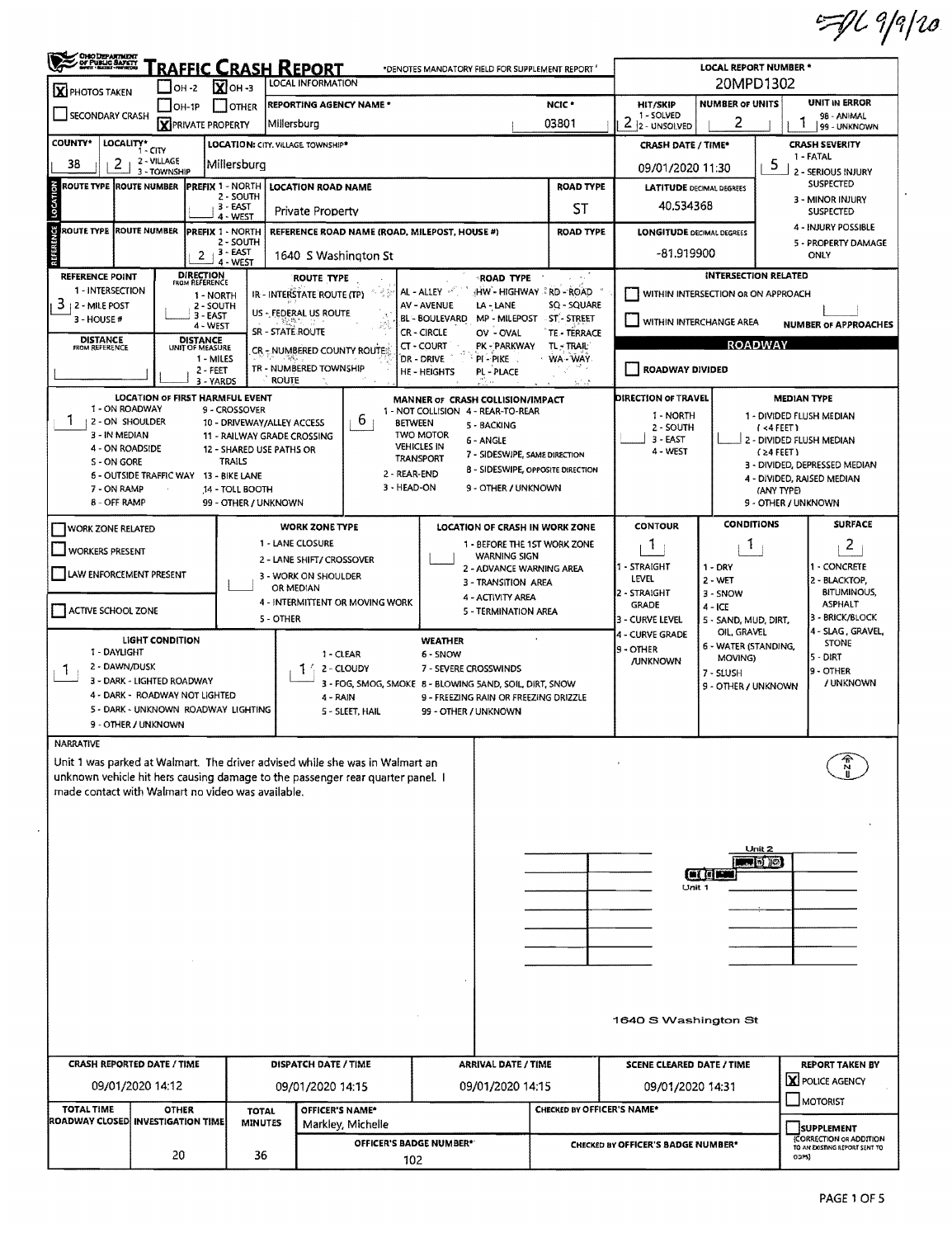=JL 9/9/20

# TRAFFIC CRASH REPORT

*DENOTES MANDATORY FIELD FOR SUPPLEMENT REPORT

| Field | Value |
|---|---|
| PHOTOS TAKEN | X |
| OH-2 / OH-3 / OH-1P / OTHER | OH-3: X |
| SECONDARY CRASH | |
| PRIVATE PROPERTY | X |
| LOCAL INFORMATION | |
| REPORTING AGENCY NAME* | Millersburg |
| NCIC* | 03801 |
| LOCAL REPORT NUMBER* | 20MPD1302 |
| HIT/SKIP (1 - SOLVED, 2 - UNSOLVED) | 2 |
| NUMBER OF UNITS | 2 |
| UNIT IN ERROR (98 - ANIMAL, 99 - UNKNOWN) | 1 |
| COUNTY* | 38 |
| LOCALITY* (1 - CITY, 2 - VILLAGE, 3 - TOWNSHIP) | 2 |
| LOCATION: CITY, VILLAGE, TOWNSHIP* | Millersburg |
| CRASH DATE / TIME* | 09/01/2020 11:30 |
| CRASH SEVERITY (1 - FATAL, 2 - SERIOUS INJURY SUSPECTED, 3 - MINOR INJURY SUSPECTED, 4 - INJURY POSSIBLE, 5 - PROPERTY DAMAGE ONLY) | 5 |

## LOCATION

| ROUTE TYPE | ROUTE NUMBER | PREFIX (1 - NORTH, 2 - SOUTH, 3 - EAST, 4 - WEST) | LOCATION ROAD NAME | ROAD TYPE | LATITUDE DECIMAL DEGREES |
|---|---|---|---|---|---|
| | | | Private Property | ST | 40.534368 |

## REFERENCE

| ROUTE TYPE | ROUTE NUMBER | PREFIX (1 - NORTH, 2 - SOUTH, 3 - EAST, 4 - WEST) | REFERENCE ROAD NAME (ROAD, MILEPOST, HOUSE #) | ROAD TYPE | LONGITUDE DECIMAL DEGREES |
|---|---|---|---|---|---|
| | | 2 | 1640 S Washington St | | -81.919900 |

**REFERENCE POINT** (1 - INTERSECTION, 2 - MILE POST, 3 - HOUSE #): 3

**DIRECTION FROM REFERENCE** (1 - NORTH, 2 - SOUTH, 3 - EAST, 4 - WEST):

**DISTANCE FROM REFERENCE:**

**DISTANCE UNIT OF MEASURE** (1 - MILES, 2 - FEET, 3 - YARDS):

**ROUTE TYPE:** IR - INTERSTATE ROUTE (TP), US - FEDERAL US ROUTE, SR - STATE ROUTE, CR - NUMBERED COUNTY ROUTE, TR - NUMBERED TOWNSHIP ROUTE

**ROAD TYPE:** AL - ALLEY, AV - AVENUE, BL - BOULEVARD, CR - CIRCLE, CT - COURT, DR - DRIVE, HE - HEIGHTS, HW - HIGHWAY, LA - LANE, MP - MILEPOST, OV - OVAL, PK - PARKWAY, PI - PIKE, PL - PLACE, RD - ROAD, SQ - SQUARE, ST - STREET, TE - TERRACE, TL - TRAIL, WA - WAY

**INTERSECTION RELATED:** WITHIN INTERSECTION OR ON APPROACH [ ]; WITHIN INTERCHANGE AREA [ ]; NUMBER OF APPROACHES:

**ROADWAY:** ROADWAY DIVIDED [ ]

**LOCATION OF FIRST HARMFUL EVENT:** 1
(1 - ON ROADWAY, 2 - ON SHOULDER, 3 - IN MEDIAN, 4 - ON ROADSIDE, 5 - ON GORE, 6 - OUTSIDE TRAFFIC WAY, 7 - ON RAMP, 8 - OFF RAMP, 9 - CROSSOVER, 10 - DRIVEWAY/ALLEY ACCESS, 11 - RAILWAY GRADE CROSSING, 12 - SHARED USE PATHS OR TRAILS, 13 - BIKE LANE, 14 - TOLL BOOTH, 99 - OTHER / UNKNOWN)

**MANNER OF CRASH COLLISION/IMPACT:** 6
(1 - NOT COLLISION BETWEEN TWO MOTOR VEHICLES IN TRANSPORT, 2 - REAR-END, 3 - HEAD-ON, 4 - REAR-TO-REAR, 5 - BACKING, 6 - ANGLE, 7 - SIDESWIPE, SAME DIRECTION, 8 - SIDESWIPE, OPPOSITE DIRECTION, 9 - OTHER / UNKNOWN)

**DIRECTION OF TRAVEL:** (1 - NORTH, 2 - SOUTH, 3 - EAST, 4 - WEST)

**MEDIAN TYPE:** (1 - DIVIDED FLUSH MEDIAN (<4 FEET), 2 - DIVIDED FLUSH MEDIAN (≥4 FEET), 3 - DIVIDED, DEPRESSED MEDIAN, 4 - DIVIDED, RAISED MEDIAN (ANY TYPE), 9 - OTHER / UNKNOWN)

**WORK ZONE:** WORK ZONE RELATED [ ]; WORKERS PRESENT [ ]; LAW ENFORCEMENT PRESENT [ ]; ACTIVE SCHOOL ZONE [ ]

**WORK ZONE TYPE:** (1 - LANE CLOSURE, 2 - LANE SHIFT/ CROSSOVER, 3 - WORK ON SHOULDER OR MEDIAN, 4 - INTERMITTENT OR MOVING WORK, 5 - OTHER)

**LOCATION OF CRASH IN WORK ZONE:** (1 - BEFORE THE 1ST WORK ZONE WARNING SIGN, 2 - ADVANCE WARNING AREA, 3 - TRANSITION AREA, 4 - ACTIVITY AREA, 5 - TERMINATION AREA)

**CONTOUR:** 1 (1 - STRAIGHT LEVEL, 2 - STRAIGHT GRADE, 3 - CURVE LEVEL, 4 - CURVE GRADE, 9 - OTHER /UNKNOWN)

**CONDITIONS:** 1 (1 - DRY, 2 - WET, 3 - SNOW, 4 - ICE, 5 - SAND, MUD, DIRT, OIL, GRAVEL, 6 - WATER (STANDING, MOVING), 7 - SLUSH, 9 - OTHER / UNKNOWN)

**SURFACE:** 2 (1 - CONCRETE, 2 - BLACKTOP, BITUMINOUS, ASPHALT, 3 - BRICK/BLOCK, 4 - SLAG, GRAVEL, STONE, 5 - DIRT, 9 - OTHER / UNKNOWN)

**LIGHT CONDITION:** 1 (1 - DAYLIGHT, 2 - DAWN/DUSK, 3 - DARK - LIGHTED ROADWAY, 4 - DARK - ROADWAY NOT LIGHTED, 5 - DARK - UNKNOWN ROADWAY LIGHTING, 9 - OTHER / UNKNOWN)

**WEATHER:** 1 (1 - CLEAR, 2 - CLOUDY, 3 - FOG, SMOG, SMOKE, 4 - RAIN, 5 - SLEET, HAIL, 6 - SNOW, 7 - SEVERE CROSSWINDS, 8 - BLOWING SAND, SOIL, DIRT, SNOW, 9 - FREEZING RAIN OR FREEZING DRIZZLE, 99 - OTHER / UNKNOWN)

## NARRATIVE

Unit 1 was parked at Walmart. The driver advised while she was in Walmart an unknown vehicle hit hers causing damage to the passenger rear quarter panel. I made contact with Walmart no video was available.

Unit 2
Unit 1
1640 S Washington St

| CRASH REPORTED DATE / TIME | DISPATCH DATE / TIME | ARRIVAL DATE / TIME | SCENE CLEARED DATE / TIME | REPORT TAKEN BY |
|---|---|---|---|---|
| 09/01/2020 14:12 | 09/01/2020 14:15 | 09/01/2020 14:15 | 09/01/2020 14:31 | [X] POLICE AGENCY [ ] MOTORIST |

| TOTAL TIME ROADWAY CLOSED | OTHER INVESTIGATION TIME | TOTAL MINUTES | OFFICER'S NAME* | OFFICER'S BADGE NUMBER* | CHECKED BY OFFICER'S NAME* | CHECKED BY OFFICER'S BADGE NUMBER* | SUPPLEMENT (CORRECTION OR ADDITION TO AN EXISTING REPORT SENT TO ODPS) |
|---|---|---|---|---|---|---|---|
| | 20 | 36 | Markley, Michelle | 102 | | | [ ] |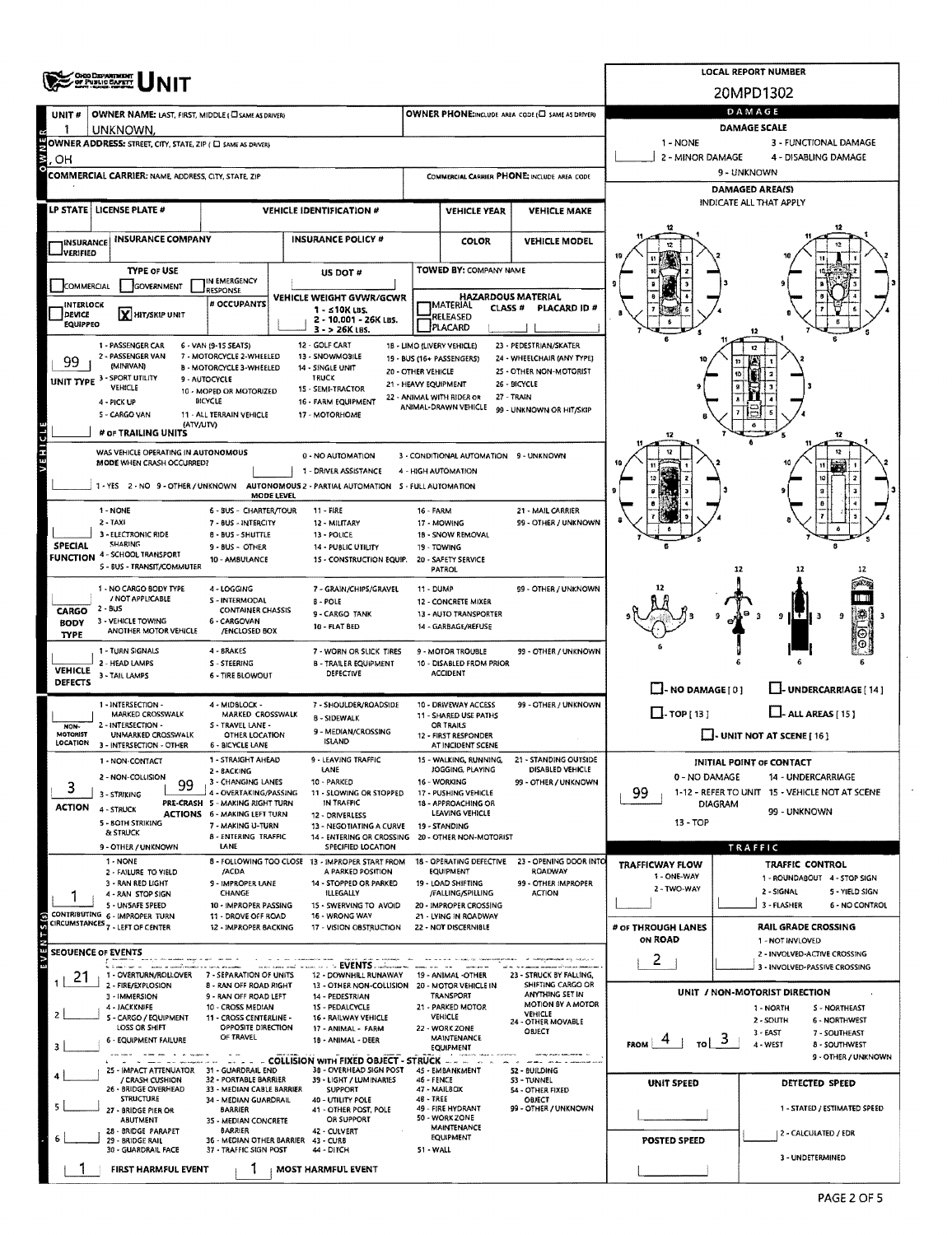# UNIT

**LOCAL REPORT NUMBER:** 20MPD1302

| UNIT # | OWNER NAME: LAST, FIRST, MIDDLE (☐ SAME AS DRIVER) | OWNER PHONE: INCLUDE AREA CODE (☐ SAME AS DRIVER) |
|---|---|---|
| 1 | UNKNOWN, | |

**OWNER ADDRESS:** STREET, CITY, STATE, ZIP (☐ SAME AS DRIVER)
, OH

**COMMERCIAL CARRIER:** NAME, ADDRESS, CITY, STATE, ZIP

**COMMERCIAL CARRIER PHONE:** INCLUDE AREA CODE

| LP STATE | LICENSE PLATE # | VEHICLE IDENTIFICATION # | VEHICLE YEAR | VEHICLE MAKE |
|---|---|---|---|---|
| | | | | |

| INSURANCE VERIFIED | INSURANCE COMPANY | INSURANCE POLICY # | COLOR | VEHICLE MODEL |
|---|---|---|---|---|
| ☐ | | | | |

**TYPE OF USE:** ☐ COMMERCIAL ☐ GOVERNMENT ☐ IN EMERGENCY RESPONSE

☐ INTERLOCK DEVICE EQUIPPED ☒ HIT/SKIP UNIT

**# OCCUPANTS:**

**US DOT #:**

**VEHICLE WEIGHT GVWR/GCWR:** 1 - ≤10K LBS. 2 - 10,001 - 26K LBS. 3 - > 26K LBS.

**TOWED BY:** COMPANY NAME

**HAZARDOUS MATERIAL:** ☐ MATERIAL CLASS # RELEASED ☐ PLACARD — PLACARD ID #

**UNIT TYPE:** 99

1 - PASSENGER CAR, 2 - PASSENGER VAN (MINIVAN), 3 - SPORT UTILITY VEHICLE, 4 - PICK UP, 5 - CARGO VAN, 6 - VAN (9-15 SEATS), 7 - MOTORCYCLE 2-WHEELED, 8 - MOTORCYCLE 3-WHEELED, 9 - AUTOCYCLE, 10 - MOPED OR MOTORIZED BICYCLE, 11 - ALL TERRAIN VEHICLE (ATV/UTV), 12 - GOLF CART, 13 - SNOWMOBILE, 14 - SINGLE UNIT TRUCK, 15 - SEMI-TRACTOR, 16 - FARM EQUIPMENT, 17 - MOTORHOME, 18 - LIMO (LIVERY VEHICLE), 19 - BUS (16+ PASSENGERS), 20 - OTHER VEHICLE, 21 - HEAVY EQUIPMENT, 22 - ANIMAL WITH RIDER OR ANIMAL-DRAWN VEHICLE, 23 - PEDESTRIAN/SKATER, 24 - WHEELCHAIR (ANY TYPE), 25 - OTHER NON-MOTORIST, 26 - BICYCLE, 27 - TRAIN, 99 - UNKNOWN OR HIT/SKIP

**# OF TRAILING UNITS:**

**WAS VEHICLE OPERATING IN AUTONOMOUS MODE WHEN CRASH OCCURRED?** 1 - YES 2 - NO 9 - OTHER / UNKNOWN

**AUTONOMOUS MODE LEVEL:** 0 - NO AUTOMATION, 1 - DRIVER ASSISTANCE, 2 - PARTIAL AUTOMATION, 3 - CONDITIONAL AUTOMATION, 4 - HIGH AUTOMATION, 5 - FULL AUTOMATION, 9 - UNKNOWN

**SPECIAL FUNCTION:**
1 - NONE, 2 - TAXI, 3 - ELECTRONIC RIDE SHARING, 4 - SCHOOL TRANSPORT, 5 - BUS - TRANSIT/COMMUTER, 6 - BUS - CHARTER/TOUR, 7 - BUS - INTERCITY, 8 - BUS - SHUTTLE, 9 - BUS - OTHER, 10 - AMBULANCE, 11 - FIRE, 12 - MILITARY, 13 - POLICE, 14 - PUBLIC UTILITY, 15 - CONSTRUCTION EQUIP., 16 - FARM, 17 - MOWING, 18 - SNOW REMOVAL, 19 - TOWING, 20 - SAFETY SERVICE PATROL, 21 - MAIL CARRIER, 99 - OTHER / UNKNOWN

**CARGO BODY TYPE:**
1 - NO CARGO BODY TYPE / NOT APPLICABLE, 2 - BUS, 3 - VEHICLE TOWING ANOTHER MOTOR VEHICLE, 4 - LOGGING, 5 - INTERMODAL CONTAINER CHASSIS, 6 - CARGOVAN /ENCLOSED BOX, 7 - GRAIN/CHIPS/GRAVEL, 8 - POLE, 9 - CARGO TANK, 10 - FLAT BED, 11 - DUMP, 12 - CONCRETE MIXER, 13 - AUTO TRANSPORTER, 14 - GARBAGE/REFUSE, 99 - OTHER / UNKNOWN

**VEHICLE DEFECTS:**
1 - TURN SIGNALS, 2 - HEAD LAMPS, 3 - TAIL LAMPS, 4 - BRAKES, 5 - STEERING, 6 - TIRE BLOWOUT, 7 - WORN OR SLICK TIRES, 8 - TRAILER EQUIPMENT DEFECTIVE, 9 - MOTOR TROUBLE, 10 - DISABLED FROM PRIOR ACCIDENT, 99 - OTHER / UNKNOWN

**NON-MOTORIST LOCATION:**
1 - INTERSECTION - MARKED CROSSWALK, 2 - INTERSECTION - UNMARKED CROSSWALK, 3 - INTERSECTION - OTHER, 4 - MIDBLOCK - MARKED CROSSWALK, 5 - TRAVEL LANE - OTHER LOCATION, 6 - BICYCLE LANE, 7 - SHOULDER/ROADSIDE, 8 - SIDEWALK, 9 - MEDIAN/CROSSING ISLAND, 10 - DRIVEWAY ACCESS, 11 - SHARED USE PATHS OR TRAILS, 12 - FIRST RESPONDER AT INCIDENT SCENE, 99 - OTHER / UNKNOWN

**ACTION:** 3
1 - NON-CONTACT, 2 - NON-COLLISION, 3 - STRIKING, 4 - STRUCK, 5 - BOTH STRIKING & STRUCK, 9 - OTHER / UNKNOWN

**PRE-CRASH ACTIONS:** 99
1 - STRAIGHT AHEAD, 2 - BACKING, 3 - CHANGING LANES, 4 - OVERTAKING/PASSING, 5 - MAKING RIGHT TURN, 6 - MAKING LEFT TURN, 7 - MAKING U-TURN, 8 - ENTERING TRAFFIC LANE, 9 - LEAVING TRAFFIC LANE, 10 - PARKED, 11 - SLOWING OR STOPPED IN TRAFFIC, 12 - DRIVERLESS, 13 - NEGOTIATING A CURVE, 14 - ENTERING OR CROSSING SPECIFIED LOCATION, 15 - WALKING, RUNNING, JOGGING, PLAYING, 16 - WORKING, 17 - PUSHING VEHICLE, 18 - APPROACHING OR LEAVING VEHICLE, 19 - STANDING, 20 - OTHER NON-MOTORIST, 21 - STANDING OUTSIDE DISABLED VEHICLE, 99 - OTHER / UNKNOWN

**CONTRIBUTING CIRCUMSTANCES:** 1
1 - NONE, 2 - FAILURE TO YIELD, 3 - RAN RED LIGHT, 4 - RAN STOP SIGN, 5 - UNSAFE SPEED, 6 - IMPROPER TURN, 7 - LEFT OF CENTER, 8 - FOLLOWING TOO CLOSE /ACDA, 9 - IMPROPER LANE CHANGE, 10 - IMPROPER PASSING, 11 - DROVE OFF ROAD, 12 - IMPROPER BACKING, 13 - IMPROPER START FROM A PARKED POSITION, 14 - STOPPED OR PARKED ILLEGALLY, 15 - SWERVING TO AVOID, 16 - WRONG WAY, 17 - VISION OBSTRUCTION, 18 - OPERATING DEFECTIVE EQUIPMENT, 19 - LOAD SHIFTING /FALLING/SPILLING, 20 - IMPROPER CROSSING, 21 - LYING IN ROADWAY, 22 - NOT DISCERNIBLE, 23 - OPENING DOOR INTO ROADWAY, 99 - OTHER IMPROPER ACTION

**SEQUENCE OF EVENTS:**
1: 21
2:
3:
4:
5:
6:

EVENTS: 1 - OVERTURN/ROLLOVER, 2 - FIRE/EXPLOSION, 3 - IMMERSION, 4 - JACKKNIFE, 5 - CARGO / EQUIPMENT LOSS OR SHIFT, 6 - EQUIPMENT FAILURE, 7 - SEPARATION OF UNITS, 8 - RAN OFF ROAD RIGHT, 9 - RAN OFF ROAD LEFT, 10 - CROSS MEDIAN, 11 - CROSS CENTERLINE - OPPOSITE DIRECTION OF TRAVEL, 12 - DOWNHILL RUNAWAY, 13 - OTHER NON-COLLISION, 14 - PEDESTRIAN, 15 - PEDALCYCLE, 16 - RAILWAY VEHICLE, 17 - ANIMAL - FARM, 18 - ANIMAL - DEER, 19 - ANIMAL -OTHER, 20 - MOTOR VEHICLE IN TRANSPORT, 21 - PARKED MOTOR VEHICLE, 22 - WORK ZONE MAINTENANCE EQUIPMENT, 23 - STRUCK BY FALLING, SHIFTING CARGO OR ANYTHING SET IN MOTION BY A MOTOR VEHICLE, 24 - OTHER MOVABLE OBJECT

COLLISION WITH FIXED OBJECT - STRUCK: 25 - IMPACT ATTENUATOR / CRASH CUSHION, 26 - BRIDGE OVERHEAD STRUCTURE, 27 - BRIDGE PIER OR ABUTMENT, 28 - BRIDGE PARAPET, 29 - BRIDGE RAIL, 30 - GUARDRAIL FACE, 31 - GUARDRAIL END, 32 - PORTABLE BARRIER, 33 - MEDIAN CABLE BARRIER, 34 - MEDIAN GUARDRAIL BARRIER, 35 - MEDIAN CONCRETE BARRIER, 36 - MEDIAN OTHER BARRIER, 37 - TRAFFIC SIGN POST, 38 - OVERHEAD SIGN POST, 39 - LIGHT / LUMINARIES SUPPORT, 40 - UTILITY POLE, 41 - OTHER POST, POLE OR SUPPORT, 42 - CULVERT, 43 - CURB, 44 - DITCH, 45 - EMBANKMENT, 46 - FENCE, 47 - MAILBOX, 48 - TREE, 49 - FIRE HYDRANT, 50 - WORK ZONE MAINTENANCE EQUIPMENT, 51 - WALL, 52 - BUILDING, 53 - TUNNEL, 54 - OTHER FIXED OBJECT, 99 - OTHER / UNKNOWN

**FIRST HARMFUL EVENT:** 1 **MOST HARMFUL EVENT:** 1

## DAMAGE

**DAMAGE SCALE:** 1 - NONE, 2 - MINOR DAMAGE, 3 - FUNCTIONAL DAMAGE, 4 - DISABLING DAMAGE, 9 - UNKNOWN

**DAMAGED AREA(S)** — INDICATE ALL THAT APPLY

☐ - NO DAMAGE [ 0 ] ☐ - UNDERCARRIAGE [ 14 ]
☐ - TOP [ 13 ] ☐ - ALL AREAS [ 15 ]
☐ - UNIT NOT AT SCENE [ 16 ]

**INITIAL POINT OF CONTACT:** 99
0 - NO DAMAGE, 1-12 - REFER TO UNIT DIAGRAM, 13 - TOP, 14 - UNDERCARRIAGE, 15 - VEHICLE NOT AT SCENE, 99 - UNKNOWN

## TRAFFIC

**TRAFFICWAY FLOW:** 1 - ONE-WAY, 2 - TWO-WAY

**TRAFFIC CONTROL:** 1 - ROUNDABOUT, 2 - SIGNAL, 3 - FLASHER, 4 - STOP SIGN, 5 - YIELD SIGN, 6 - NO CONTROL

**# OF THROUGH LANES ON ROAD:** 2

**RAIL GRADE CROSSING:** 1 - NOT INVLOVED, 2 - INVOLVED-ACTIVE CROSSING, 3 - INVOLVED-PASSIVE CROSSING

**UNIT / NON-MOTORIST DIRECTION:** FROM 4 TO 3
1 - NORTH, 2 - SOUTH, 3 - EAST, 4 - WEST, 5 - NORTHEAST, 6 - NORTHWEST, 7 - SOUTHEAST, 8 - SOUTHWEST, 9 - OTHER / UNKNOWN

**UNIT SPEED:**

**POSTED SPEED:**

**DETECTED SPEED:** 1 - STATED / ESTIMATED SPEED, 2 - CALCULATED / EDR, 3 - UNDETERMINED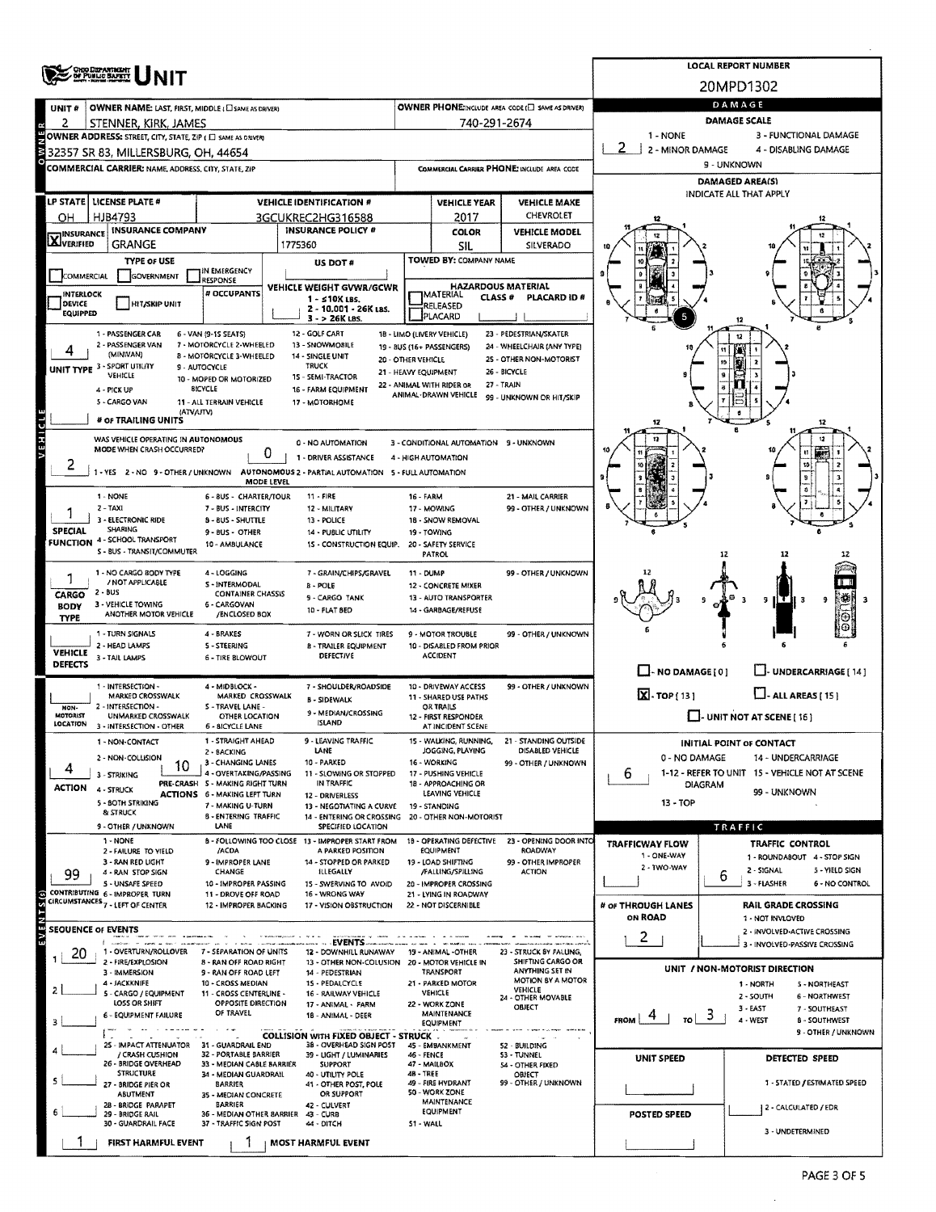# UNIT

**LOCAL REPORT NUMBER:** 20MPD1302

| UNIT # | OWNER NAME: LAST, FIRST, MIDDLE | OWNER PHONE |
| --- | --- | --- |
| 2 | STENNER, KIRK, JAMES | 740-291-2674 |

**OWNER ADDRESS:** 32357 SR 83, MILLERSBURG, OH, 44654

**COMMERCIAL CARRIER:** NAME, ADDRESS, CITY, STATE, ZIP

**COMMERCIAL CARRIER PHONE:**

| LP STATE | LICENSE PLATE # | VEHICLE IDENTIFICATION # | VEHICLE YEAR | VEHICLE MAKE |
| --- | --- | --- | --- | --- |
| OH | HJB4793 | 3GCUKREC2HG316588 | 2017 | CHEVROLET |

| INSURANCE | INSURANCE COMPANY | INSURANCE POLICY # | COLOR | VEHICLE MODEL |
| --- | --- | --- | --- | --- |
| [X] VERIFIED | GRANGE | 1775360 | SIL | SILVERADO |

**TYPE OF USE:** [ ] COMMERCIAL [ ] GOVERNMENT [ ] IN EMERGENCY RESPONSE

**US DOT #:**

**TOWED BY:** COMPANY NAME

[ ] INTERLOCK DEVICE EQUIPPED [ ] HIT/SKIP UNIT

**# OCCUPANTS:**

**VEHICLE WEIGHT GVWR/GCWR:** 1 - ≤10K LBS. 2 - 10.001 - 26K LBS. 3 - > 26K LBS.

**HAZARDOUS MATERIAL:** [ ] MATERIAL RELEASED [ ] PLACARD; CLASS #; PLACARD ID #

**UNIT TYPE:** 4
1 - PASSENGER CAR, 2 - PASSENGER VAN (MINIVAN), 3 - SPORT UTILITY VEHICLE, 4 - PICK UP, 5 - CARGO VAN, 6 - VAN (9-15 SEATS), 7 - MOTORCYCLE 2-WHEELED, 8 - MOTORCYCLE 3-WHEELED, 9 - AUTOCYCLE, 10 - MOPED OR MOTORIZED BICYCLE, 11 - ALL TERRAIN VEHICLE (ATV/UTV), 12 - GOLF CART, 13 - SNOWMOBILE, 14 - SINGLE UNIT TRUCK, 15 - SEMI-TRACTOR, 16 - FARM EQUIPMENT, 17 - MOTORHOME, 18 - LIMO (LIVERY VEHICLE), 19 - BUS (16+ PASSENGERS), 20 - OTHER VEHICLE, 21 - HEAVY EQUIPMENT, 22 - ANIMAL WITH RIDER OR ANIMAL-DRAWN VEHICLE, 23 - PEDESTRIAN/SKATER, 24 - WHEELCHAIR (ANY TYPE), 25 - OTHER NON-MOTORIST, 26 - BICYCLE, 27 - TRAIN, 99 - UNKNOWN OR HIT/SKIP

**# OF TRAILING UNITS:**

**WAS VEHICLE OPERATING IN AUTONOMOUS MODE WHEN CRASH OCCURRED?** 2
1 - YES 2 - NO 9 - OTHER / UNKNOWN

**AUTONOMOUS MODE LEVEL:** 0
0 - NO AUTOMATION, 1 - DRIVER ASSISTANCE, 2 - PARTIAL AUTOMATION, 3 - CONDITIONAL AUTOMATION, 4 - HIGH AUTOMATION, 5 - FULL AUTOMATION, 9 - UNKNOWN

**SPECIAL FUNCTION:** 1
1 - NONE, 2 - TAXI, 3 - ELECTRONIC RIDE SHARING, 4 - SCHOOL TRANSPORT, 5 - BUS - TRANSIT/COMMUTER, 6 - BUS - CHARTER/TOUR, 7 - BUS - INTERCITY, 8 - BUS - SHUTTLE, 9 - BUS - OTHER, 10 - AMBULANCE, 11 - FIRE, 12 - MILITARY, 13 - POLICE, 14 - PUBLIC UTILITY, 15 - CONSTRUCTION EQUIP., 16 - FARM, 17 - MOWING, 18 - SNOW REMOVAL, 19 - TOWING, 20 - SAFETY SERVICE PATROL, 21 - MAIL CARRIER, 99 - OTHER / UNKNOWN

**CARGO BODY TYPE:** 1
1 - NO CARGO BODY TYPE / NOT APPLICABLE, 2 - BUS, 3 - VEHICLE TOWING ANOTHER MOTOR VEHICLE, 4 - LOGGING, 5 - INTERMODAL CONTAINER CHASSIS, 6 - CARGOVAN /ENCLOSED BOX, 7 - GRAIN/CHIPS/GRAVEL, 8 - POLE, 9 - CARGO TANK, 10 - FLAT BED, 11 - DUMP, 12 - CONCRETE MIXER, 13 - AUTO TRANSPORTER, 14 - GARBAGE/REFUSE, 99 - OTHER / UNKNOWN

**VEHICLE DEFECTS:**
1 - TURN SIGNALS, 2 - HEAD LAMPS, 3 - TAIL LAMPS, 4 - BRAKES, 5 - STEERING, 6 - TIRE BLOWOUT, 7 - WORN OR SLICK TIRES, 8 - TRAILER EQUIPMENT DEFECTIVE, 9 - MOTOR TROUBLE, 10 - DISABLED FROM PRIOR ACCIDENT, 99 - OTHER / UNKNOWN

**NON-MOTORIST LOCATION:**
1 - INTERSECTION - MARKED CROSSWALK, 2 - INTERSECTION - UNMARKED CROSSWALK, 3 - INTERSECTION - OTHER, 4 - MIDBLOCK - MARKED CROSSWALK, 5 - TRAVEL LANE - OTHER LOCATION, 6 - BICYCLE LANE, 7 - SHOULDER/ROADSIDE, 8 - SIDEWALK, 9 - MEDIAN/CROSSING ISLAND, 10 - DRIVEWAY ACCESS, 11 - SHARED USE PATHS OR TRAILS, 12 - FIRST RESPONDER AT INCIDENT SCENE, 99 - OTHER / UNKNOWN

**ACTION:** 4
1 - NON-CONTACT, 2 - NON-COLLISION, 3 - STRIKING, 4 - STRUCK, 5 - BOTH STRIKING & STRUCK, 9 - OTHER / UNKNOWN

**PRE-CRASH ACTIONS:** 10
1 - STRAIGHT AHEAD, 2 - BACKING, 3 - CHANGING LANES, 4 - OVERTAKING/PASSING, 5 - MAKING RIGHT TURN, 6 - MAKING LEFT TURN, 7 - MAKING U-TURN, 8 - ENTERING TRAFFIC LANE, 9 - LEAVING TRAFFIC LANE, 10 - PARKED, 11 - SLOWING OR STOPPED IN TRAFFIC, 12 - DRIVERLESS, 13 - NEGOTIATING A CURVE, 14 - ENTERING OR CROSSING SPECIFIED LOCATION, 15 - WALKING, RUNNING, JOGGING, PLAYING, 16 - WORKING, 17 - PUSHING VEHICLE, 18 - APPROACHING OR LEAVING VEHICLE, 19 - STANDING, 20 - OTHER NON-MOTORIST, 21 - STANDING OUTSIDE DISABLED VEHICLE, 99 - OTHER / UNKNOWN

**CONTRIBUTING CIRCUMSTANCES:** 99
1 - NONE, 2 - FAILURE TO YIELD, 3 - RAN RED LIGHT, 4 - RAN STOP SIGN, 5 - UNSAFE SPEED, 6 - IMPROPER TURN, 7 - LEFT OF CENTER, 8 - FOLLOWING TOO CLOSE /ACDA, 9 - IMPROPER LANE CHANGE, 10 - IMPROPER PASSING, 11 - DROVE OFF ROAD, 12 - IMPROPER BACKING, 13 - IMPROPER START FROM A PARKED POSITION, 14 - STOPPED OR PARKED ILLEGALLY, 15 - SWERVING TO AVOID, 16 - WRONG WAY, 17 - VISION OBSTRUCTION, 18 - OPERATING DEFECTIVE EQUIPMENT, 19 - LOAD SHIFTING /FALLING/SPILLING, 20 - IMPROPER CROSSING, 21 - LYING IN ROADWAY, 22 - NOT DISCERNIBLE, 23 - OPENING DOOR INTO ROADWAY, 99 - OTHER IMPROPER ACTION

**SEQUENCE OF EVENTS:**
1: 20
2:
3:
4:
5:
6:

EVENTS: 1 - OVERTURN/ROLLOVER, 2 - FIRE/EXPLOSION, 3 - IMMERSION, 4 - JACKKNIFE, 5 - CARGO / EQUIPMENT LOSS OR SHIFT, 6 - EQUIPMENT FAILURE, 7 - SEPARATION OF UNITS, 8 - RAN OFF ROAD RIGHT, 9 - RAN OFF ROAD LEFT, 10 - CROSS MEDIAN, 11 - CROSS CENTERLINE - OPPOSITE DIRECTION OF TRAVEL, 12 - DOWNHILL RUNAWAY, 13 - OTHER NON-COLLISION, 14 - PEDESTRIAN, 15 - PEDALCYCLE, 16 - RAILWAY VEHICLE, 17 - ANIMAL - FARM, 18 - ANIMAL - DEER, 19 - ANIMAL -OTHER, 20 - MOTOR VEHICLE IN TRANSPORT, 21 - PARKED MOTOR VEHICLE, 22 - WORK ZONE MAINTENANCE EQUIPMENT, 23 - STRUCK BY FALLING, SHIFTING CARGO OR ANYTHING SET IN MOTION BY A MOTOR VEHICLE, 24 - OTHER MOVABLE OBJECT

COLLISION WITH FIXED OBJECT - STRUCK: 25 - IMPACT ATTENUATOR / CRASH CUSHION, 26 - BRIDGE OVERHEAD STRUCTURE, 27 - BRIDGE PIER OR ABUTMENT, 28 - BRIDGE PARAPET, 29 - BRIDGE RAIL, 30 - GUARDRAIL FACE, 31 - GUARDRAIL END, 32 - PORTABLE BARRIER, 33 - MEDIAN CABLE BARRIER, 34 - MEDIAN GUARDRAIL BARRIER, 35 - MEDIAN CONCRETE BARRIER, 36 - MEDIAN OTHER BARRIER, 37 - TRAFFIC SIGN POST, 38 - OVERHEAD SIGN POST, 39 - LIGHT / LUMINARIES SUPPORT, 40 - UTILITY POLE, 41 - OTHER POST, POLE OR SUPPORT, 42 - CULVERT, 43 - CURB, 44 - DITCH, 45 - EMBANKMENT, 46 - FENCE, 47 - MAILBOX, 48 - TREE, 49 - FIRE HYDRANT, 50 - WORK ZONE MAINTENANCE EQUIPMENT, 51 - WALL, 52 - BUILDING, 53 - TUNNEL, 54 - OTHER FIXED OBJECT, 99 - OTHER / UNKNOWN

**FIRST HARMFUL EVENT:** 1 **MOST HARMFUL EVENT:** 1

## DAMAGE

**DAMAGE SCALE:** 2
1 - NONE, 2 - MINOR DAMAGE, 3 - FUNCTIONAL DAMAGE, 4 - DISABLING DAMAGE, 9 - UNKNOWN

**DAMAGED AREA(S):** INDICATE ALL THAT APPLY — 5

[ ] NO DAMAGE [0] [ ] UNDERCARRIAGE [14]
[X] TOP [13] [ ] ALL AREAS [15]
[ ] UNIT NOT AT SCENE [16]

**INITIAL POINT OF CONTACT:** 6
0 - NO DAMAGE, 1-12 - REFER TO UNIT DIAGRAM, 13 - TOP, 14 - UNDERCARRIAGE, 15 - VEHICLE NOT AT SCENE, 99 - UNKNOWN

## TRAFFIC

**TRAFFICWAY FLOW:** 1 - ONE-WAY, 2 - TWO-WAY

**TRAFFIC CONTROL:** 6
1 - ROUNDABOUT, 2 - SIGNAL, 3 - FLASHER, 4 - STOP SIGN, 5 - YIELD SIGN, 6 - NO CONTROL

**# OF THROUGH LANES ON ROAD:** 2

**RAIL GRADE CROSSING:** 1 - NOT INVLOVED, 2 - INVOLVED-ACTIVE CROSSING, 3 - INVOLVED-PASSIVE CROSSING

**UNIT / NON-MOTORIST DIRECTION:** FROM 4 TO 3
1 - NORTH, 2 - SOUTH, 3 - EAST, 4 - WEST, 5 - NORTHEAST, 6 - NORTHWEST, 7 - SOUTHEAST, 8 - SOUTHWEST, 9 - OTHER / UNKNOWN

**UNIT SPEED:**

**POSTED SPEED:**

**DETECTED SPEED:** 1 - STATED / ESTIMATED SPEED, 2 - CALCULATED / EDR, 3 - UNDETERMINED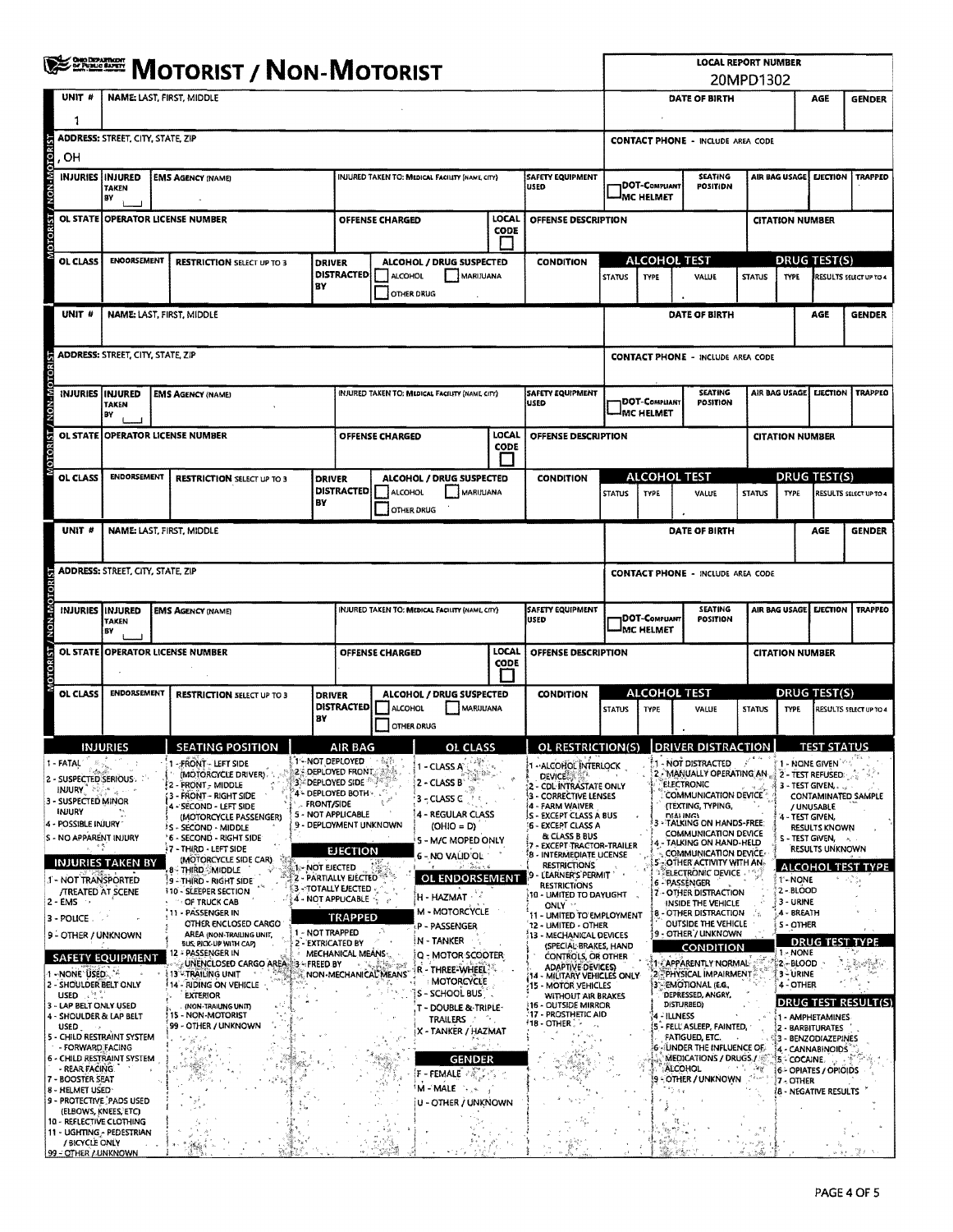# MOTORIST / NON-MOTORIST

LOCAL REPORT NUMBER: 20MPD1302

## MOTORIST / NON-MOTORIST (Unit 1)

| UNIT # | NAME: LAST, FIRST, MIDDLE | DATE OF BIRTH | AGE | GENDER |
|---|---|---|---|---|
| 1 | | | | |

| ADDRESS: STREET, CITY, STATE, ZIP | CONTACT PHONE - INCLUDE AREA CODE |
|---|---|
| , OH | |

| INJURIES | INJURED TAKEN BY | EMS AGENCY (NAME) | INJURED TAKEN TO: MEDICAL FACILITY (NAME, CITY) | SAFETY EQUIPMENT USED | DOT-COMPLIANT MC HELMET | SEATING POSITION | AIR BAG USAGE | EJECTION | TRAPPED |
|---|---|---|---|---|---|---|---|---|---|
| | | | | | | | | | |

| OL STATE | OPERATOR LICENSE NUMBER | OFFENSE CHARGED | LOCAL CODE | OFFENSE DESCRIPTION | CITATION NUMBER |
|---|---|---|---|---|---|
| | | | | | |

| OL CLASS | ENDORSEMENT | RESTRICTION SELECT UP TO 3 | DRIVER DISTRACTED BY | ALCOHOL / DRUG SUSPECTED (ALCOHOL / MARIJUANA / OTHER DRUG) | CONDITION | ALCOHOL TEST STATUS | ALCOHOL TEST TYPE | ALCOHOL TEST VALUE | DRUG TEST(S) STATUS | DRUG TEST(S) TYPE | RESULTS SELECT UP TO 4 |
|---|---|---|---|---|---|---|---|---|---|---|---|
| | | | | | | | | | | | |

## MOTORIST / NON-MOTORIST

| UNIT # | NAME: LAST, FIRST, MIDDLE | DATE OF BIRTH | AGE | GENDER |
|---|---|---|---|---|
| | | | | |

| ADDRESS: STREET, CITY, STATE, ZIP | CONTACT PHONE - INCLUDE AREA CODE |
|---|---|
| | |

| INJURIES | INJURED TAKEN BY | EMS AGENCY (NAME) | INJURED TAKEN TO: MEDICAL FACILITY (NAME, CITY) | SAFETY EQUIPMENT USED | DOT-COMPLIANT MC HELMET | SEATING POSITION | AIR BAG USAGE | EJECTION | TRAPPED |
|---|---|---|---|---|---|---|---|---|---|
| | | | | | | | | | |

| OL STATE | OPERATOR LICENSE NUMBER | OFFENSE CHARGED | LOCAL CODE | OFFENSE DESCRIPTION | CITATION NUMBER |
|---|---|---|---|---|---|
| | | | | | |

| OL CLASS | ENDORSEMENT | RESTRICTION SELECT UP TO 3 | DRIVER DISTRACTED BY | ALCOHOL / DRUG SUSPECTED (ALCOHOL / MARIJUANA / OTHER DRUG) | CONDITION | ALCOHOL TEST STATUS | ALCOHOL TEST TYPE | ALCOHOL TEST VALUE | DRUG TEST(S) STATUS | DRUG TEST(S) TYPE | RESULTS SELECT UP TO 4 |
|---|---|---|---|---|---|---|---|---|---|---|---|
| | | | | | | | | | | | |

## MOTORIST / NON-MOTORIST

| UNIT # | NAME: LAST, FIRST, MIDDLE | DATE OF BIRTH | AGE | GENDER |
|---|---|---|---|---|
| | | | | |

| ADDRESS: STREET, CITY, STATE, ZIP | CONTACT PHONE - INCLUDE AREA CODE |
|---|---|
| | |

| INJURIES | INJURED TAKEN BY | EMS AGENCY (NAME) | INJURED TAKEN TO: MEDICAL FACILITY (NAME, CITY) | SAFETY EQUIPMENT USED | DOT-COMPLIANT MC HELMET | SEATING POSITION | AIR BAG USAGE | EJECTION | TRAPPED |
|---|---|---|---|---|---|---|---|---|---|
| | | | | | | | | | |

| OL STATE | OPERATOR LICENSE NUMBER | OFFENSE CHARGED | LOCAL CODE | OFFENSE DESCRIPTION | CITATION NUMBER |
|---|---|---|---|---|---|
| | | | | | |

| OL CLASS | ENDORSEMENT | RESTRICTION SELECT UP TO 3 | DRIVER DISTRACTED BY | ALCOHOL / DRUG SUSPECTED (ALCOHOL / MARIJUANA / OTHER DRUG) | CONDITION | ALCOHOL TEST STATUS | ALCOHOL TEST TYPE | ALCOHOL TEST VALUE | DRUG TEST(S) STATUS | DRUG TEST(S) TYPE | RESULTS SELECT UP TO 4 |
|---|---|---|---|---|---|---|---|---|---|---|---|
| | | | | | | | | | | | |

## Codes

**INJURIES**
1 - FATAL
2 - SUSPECTED SERIOUS INJURY
3 - SUSPECTED MINOR INJURY
4 - POSSIBLE INJURY
5 - NO APPARENT INJURY

**INJURIES TAKEN BY**
1 - NOT TRANSPORTED /TREATED AT SCENE
2 - EMS
3 - POLICE
9 - OTHER / UNKNOWN

**SAFETY EQUIPMENT**
1 - NONE USED
2 - SHOULDER BELT ONLY USED
3 - LAP BELT ONLY USED
4 - SHOULDER & LAP BELT USED
5 - CHILD RESTRAINT SYSTEM - FORWARD FACING
6 - CHILD RESTRAINT SYSTEM - REAR FACING
7 - BOOSTER SEAT
8 - HELMET USED
9 - PROTECTIVE PADS USED (ELBOWS, KNEES, ETC)
10 - REFLECTIVE CLOTHING
11 - LIGHTING - PEDESTRIAN / BICYCLE ONLY
99 - OTHER / UNKNOWN

**SEATING POSITION**
1 - FRONT - LEFT SIDE (MOTORCYCLE DRIVER)
2 - FRONT - MIDDLE
3 - FRONT - RIGHT SIDE
4 - SECOND - LEFT SIDE (MOTORCYCLE PASSENGER)
5 - SECOND - MIDDLE
6 - SECOND - RIGHT SIDE
7 - THIRD - LEFT SIDE (MOTORCYCLE SIDE CAR)
8 - THIRD - MIDDLE
9 - THIRD - RIGHT SIDE
10 - SLEEPER SECTION OF TRUCK CAB
11 - PASSENGER IN OTHER ENCLOSED CARGO AREA (NON-TRAILING UNIT, BUS, PICK-UP WITH CAP)
12 - PASSENGER IN UNENCLOSED CARGO AREA
13 - TRAILING UNIT
14 - RIDING ON VEHICLE EXTERIOR (NON-TRAILING UNIT)
15 - NON-MOTORIST
99 - OTHER / UNKNOWN

**AIR BAG**
1 - NOT DEPLOYED
2 - DEPLOYED FRONT
3 - DEPLOYED SIDE
4 - DEPLOYED BOTH FRONT/SIDE
5 - NOT APPLICABLE
9 - DEPLOYMENT UNKNOWN

**EJECTION**
1 - NOT EJECTED
2 - PARTIALLY EJECTED
3 - TOTALLY EJECTED
4 - NOT APPLICABLE

**TRAPPED**
1 - NOT TRAPPED
2 - EXTRICATED BY MECHANICAL MEANS
3 - FREED BY NON-MECHANICAL MEANS

**OL CLASS**
1 - CLASS A
2 - CLASS B
3 - CLASS C
4 - REGULAR CLASS (OHIO = D)
5 - M/C MOPED ONLY
6 - NO VALID OL

**OL ENDORSEMENT**
H - HAZMAT
M - MOTORCYCLE
P - PASSENGER
N - TANKER
Q - MOTOR SCOOTER
R - THREE-WHEEL MOTORCYCLE
S - SCHOOL BUS
T - DOUBLE & TRIPLE TRAILERS
X - TANKER / HAZMAT

**GENDER**
F - FEMALE
M - MALE
U - OTHER / UNKNOWN

**OL RESTRICTION(S)**
1 - ALCOHOL INTERLOCK DEVICE
2 - CDL INTRASTATE ONLY
3 - CORRECTIVE LENSES
4 - FARM WAIVER
5 - EXCEPT CLASS A BUS
6 - EXCEPT CLASS A & CLASS B BUS
7 - EXCEPT TRACTOR-TRAILER
8 - INTERMEDIATE LICENSE RESTRICTIONS
9 - LEARNER'S PERMIT RESTRICTIONS
10 - LIMITED TO DAYLIGHT ONLY
11 - LIMITED TO EMPLOYMENT
12 - LIMITED - OTHER
13 - MECHANICAL DEVICES (SPECIAL BRAKES, HAND CONTROLS, OR OTHER ADAPTIVE DEVICES)
14 - MILITARY VEHICLES ONLY
15 - MOTOR VEHICLES WITHOUT AIR BRAKES
16 - OUTSIDE MIRROR
17 - PROSTHETIC AID
18 - OTHER

**DRIVER DISTRACTION**
1 - NOT DISTRACTED
2 - MANUALLY OPERATING AN ELECTRONIC COMMUNICATION DEVICE (TEXTING, TYPING, DIALING)
3 - TALKING ON HANDS-FREE COMMUNICATION DEVICE
4 - TALKING ON HAND-HELD COMMUNICATION DEVICE
5 - OTHER ACTIVITY WITH AN ELECTRONIC DEVICE
6 - PASSENGER
7 - OTHER DISTRACTION INSIDE THE VEHICLE
8 - OTHER DISTRACTION OUTSIDE THE VEHICLE
9 - OTHER / UNKNOWN

**CONDITION**
1 - APPARENTLY NORMAL
2 - PHYSICAL IMPAIRMENT
3 - EMOTIONAL (E.G., DEPRESSED, ANGRY, DISTURBED)
4 - ILLNESS
5 - FELL ASLEEP, FAINTED, FATIGUED, ETC.
6 - UNDER THE INFLUENCE OF MEDICATIONS / DRUGS / ALCOHOL
9 - OTHER / UNKNOWN

**TEST STATUS**
1 - NONE GIVEN
2 - TEST REFUSED
3 - TEST GIVEN, CONTAMINATED SAMPLE / UNUSABLE
4 - TEST GIVEN, RESULTS KNOWN
5 - TEST GIVEN, RESULTS UNKNOWN

**ALCOHOL TEST TYPE**
1 - NONE
2 - BLOOD
3 - URINE
4 - BREATH
5 - OTHER

**DRUG TEST TYPE**
1 - NONE
2 - BLOOD
3 - URINE
4 - OTHER

**DRUG TEST RESULT(S)**
1 - AMPHETAMINES
2 - BARBITURATES
3 - BENZODIAZEPINES
4 - CANNABINOIDS
5 - COCAINE
6 - OPIATES / OPIOIDS
7 - OTHER
8 - NEGATIVE RESULTS